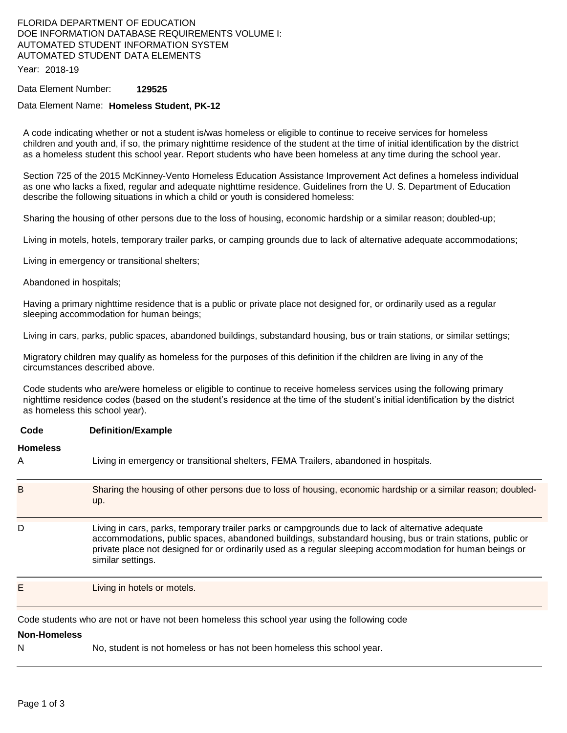FLORIDA DEPARTMENT OF EDUCATION
DOE INFORMATION DATABASE REQUIREMENTS VOLUME I:
AUTOMATED STUDENT INFORMATION SYSTEM
AUTOMATED STUDENT DATA ELEMENTS

Year: 2018-19

Data Element Number: **129525**

Data Element Name: **Homeless Student, PK-12**

---

A code indicating whether or not a student is/was homeless or eligible to continue to receive services for homeless children and youth and, if so, the primary nighttime residence of the student at the time of initial identification by the district as a homeless student this school year. Report students who have been homeless at any time during the school year.

Section 725 of the 2015 McKinney-Vento Homeless Education Assistance Improvement Act defines a homeless individual as one who lacks a fixed, regular and adequate nighttime residence. Guidelines from the U. S. Department of Education describe the following situations in which a child or youth is considered homeless:

Sharing the housing of other persons due to the loss of housing, economic hardship or a similar reason; doubled-up;

Living in motels, hotels, temporary trailer parks, or camping grounds due to lack of alternative adequate accommodations;

Living in emergency or transitional shelters;

Abandoned in hospitals;

Having a primary nighttime residence that is a public or private place not designed for, or ordinarily used as a regular sleeping accommodation for human beings;

Living in cars, parks, public spaces, abandoned buildings, substandard housing, bus or train stations, or similar settings;

Migratory children may qualify as homeless for the purposes of this definition if the children are living in any of the circumstances described above.

Code students who are/were homeless or eligible to continue to receive homeless services using the following primary nighttime residence codes (based on the student's residence at the time of the student's initial identification by the district as homeless this school year).

| Code | Definition/Example |
|---|---|
| **Homeless** | |
| A | Living in emergency or transitional shelters, FEMA Trailers, abandoned in hospitals. |
| B | Sharing the housing of other persons due to loss of housing, economic hardship or a similar reason; doubled-up. |
| D | Living in cars, parks, temporary trailer parks or campgrounds due to lack of alternative adequate accommodations, public spaces, abandoned buildings, substandard housing, bus or train stations, public or private place not designed for or ordinarily used as a regular sleeping accommodation for human beings or similar settings. |
| E | Living in hotels or motels. |

Code students who are not or have not been homeless this school year using the following code

| Code | Definition/Example |
|---|---|
| **Non-Homeless** | |
| N | No, student is not homeless or has not been homeless this school year. |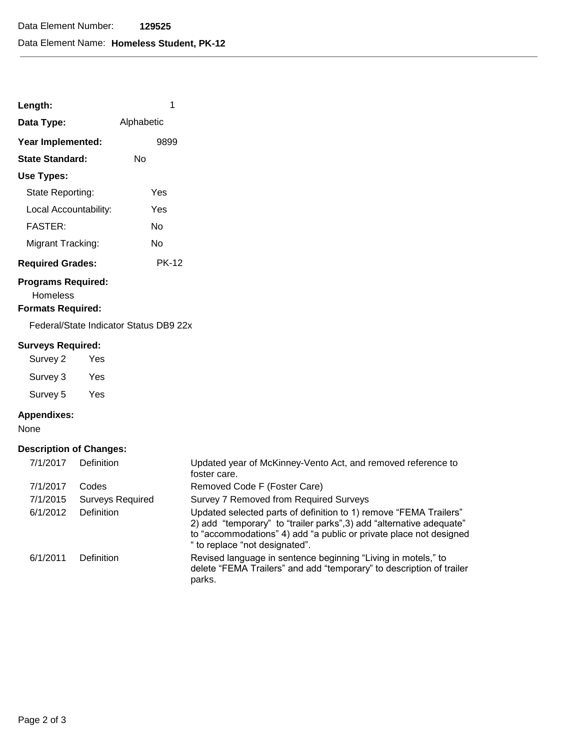Data Element Number: **129525**

Data Element Name: **Homeless Student, PK-12**

---

**Length:** 1

**Data Type:** Alphabetic

**Year Implemented:** 9899

**State Standard:** No

**Use Types:**

- State Reporting: Yes
- Local Accountability: Yes
- FASTER: No
- Migrant Tracking: No

**Required Grades:** PK-12

**Programs Required:**

Homeless

**Formats Required:**

Federal/State Indicator Status DB9 22x

**Surveys Required:**

| Survey | Required |
|---|---|
| Survey 2 | Yes |
| Survey 3 | Yes |
| Survey 5 | Yes |

**Appendixes:**

None

**Description of Changes:**

| Date | Item | Description |
|---|---|---|
| 7/1/2017 | Definition | Updated year of McKinney-Vento Act, and removed reference to foster care. |
| 7/1/2017 | Codes | Removed Code F (Foster Care) |
| 7/1/2015 | Surveys Required | Survey 7 Removed from Required Surveys |
| 6/1/2012 | Definition | Updated selected parts of definition to 1) remove “FEMA Trailers” 2) add “temporary” to “trailer parks”,3) add “alternative adequate” to “accommodations” 4) add “a public or private place not designed ” to replace “not designated”. |
| 6/1/2011 | Definition | Revised language in sentence beginning “Living in motels,” to delete “FEMA Trailers” and add “temporary” to description of trailer parks. |